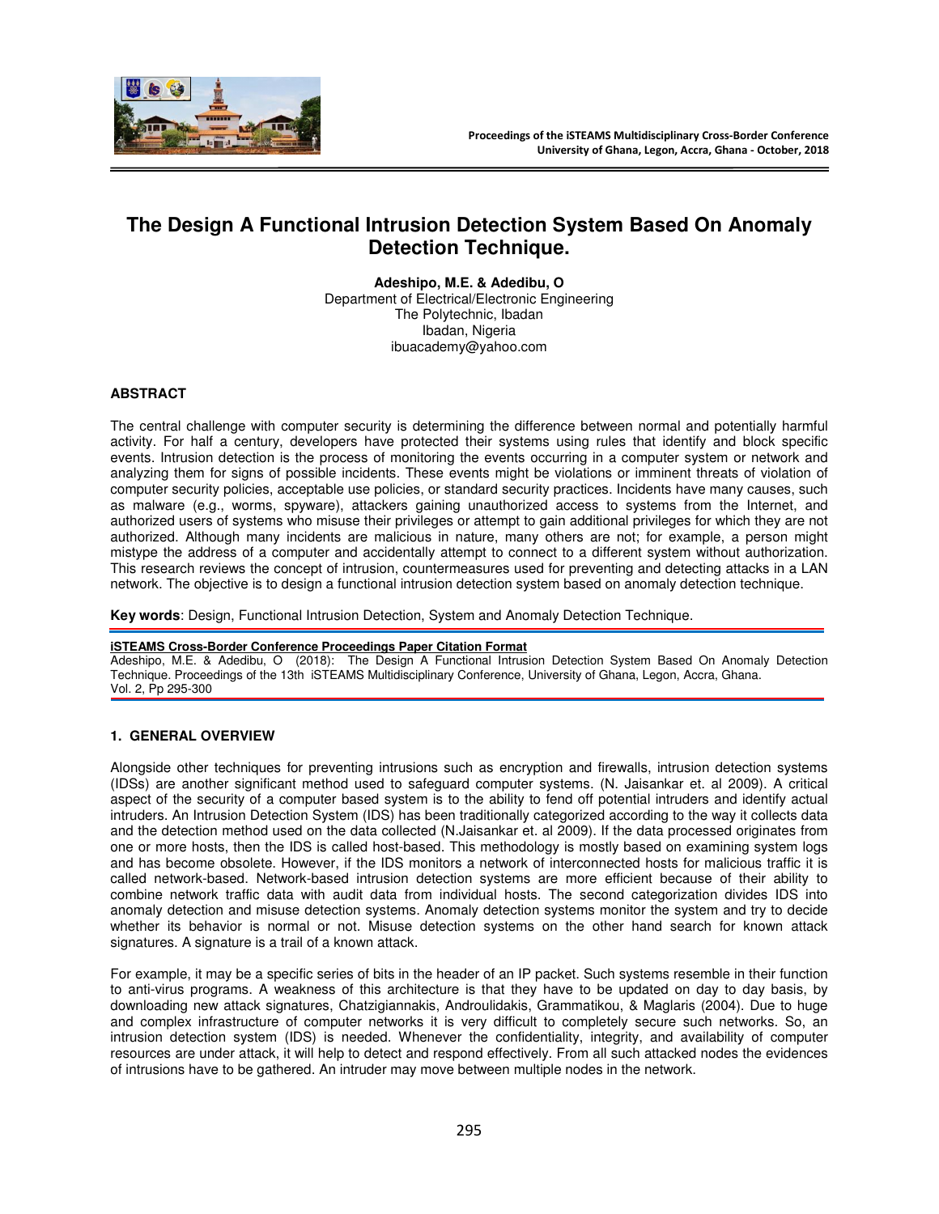# The Design A Functional Intrusion Detection System Based On Anomaly Detection Technique.

**Adeshipo, M.E. & Adedibu, O**
Department of Electrical/Electronic Engineering
The Polytechnic, Ibadan
Ibadan, Nigeria
ibuacademy@yahoo.com

### ABSTRACT

The central challenge with computer security is determining the difference between normal and potentially harmful activity. For half a century, developers have protected their systems using rules that identify and block specific events. Intrusion detection is the process of monitoring the events occurring in a computer system or network and analyzing them for signs of possible incidents. These events might be violations or imminent threats of violation of computer security policies, acceptable use policies, or standard security practices. Incidents have many causes, such as malware (e.g., worms, spyware), attackers gaining unauthorized access to systems from the Internet, and authorized users of systems who misuse their privileges or attempt to gain additional privileges for which they are not authorized. Although many incidents are malicious in nature, many others are not; for example, a person might mistype the address of a computer and accidentally attempt to connect to a different system without authorization. This research reviews the concept of intrusion, countermeasures used for preventing and detecting attacks in a LAN network. The objective is to design a functional intrusion detection system based on anomaly detection technique.

**Key words**: Design, Functional Intrusion Detection, System and Anomaly Detection Technique.

**iSTEAMS Cross-Border Conference Proceedings Paper Citation Format**
Adeshipo, M.E. & Adedibu, O (2018): The Design A Functional Intrusion Detection System Based On Anomaly Detection Technique. Proceedings of the 13th iSTEAMS Multidisciplinary Conference, University of Ghana, Legon, Accra, Ghana. Vol. 2, Pp 295-300

### 1. GENERAL OVERVIEW

Alongside other techniques for preventing intrusions such as encryption and firewalls, intrusion detection systems (IDSs) are another significant method used to safeguard computer systems. (N. Jaisankar et. al 2009). A critical aspect of the security of a computer based system is to the ability to fend off potential intruders and identify actual intruders. An Intrusion Detection System (IDS) has been traditionally categorized according to the way it collects data and the detection method used on the data collected (N.Jaisankar et. al 2009). If the data processed originates from one or more hosts, then the IDS is called host-based. This methodology is mostly based on examining system logs and has become obsolete. However, if the IDS monitors a network of interconnected hosts for malicious traffic it is called network-based. Network-based intrusion detection systems are more efficient because of their ability to combine network traffic data with audit data from individual hosts. The second categorization divides IDS into anomaly detection and misuse detection systems. Anomaly detection systems monitor the system and try to decide whether its behavior is normal or not. Misuse detection systems on the other hand search for known attack signatures. A signature is a trail of a known attack.

For example, it may be a specific series of bits in the header of an IP packet. Such systems resemble in their function to anti-virus programs. A weakness of this architecture is that they have to be updated on day to day basis, by downloading new attack signatures, Chatzigiannakis, Androulidakis, Grammatikou, & Maglaris (2004). Due to huge and complex infrastructure of computer networks it is very difficult to completely secure such networks. So, an intrusion detection system (IDS) is needed. Whenever the confidentiality, integrity, and availability of computer resources are under attack, it will help to detect and respond effectively. From all such attacked nodes the evidences of intrusions have to be gathered. An intruder may move between multiple nodes in the network.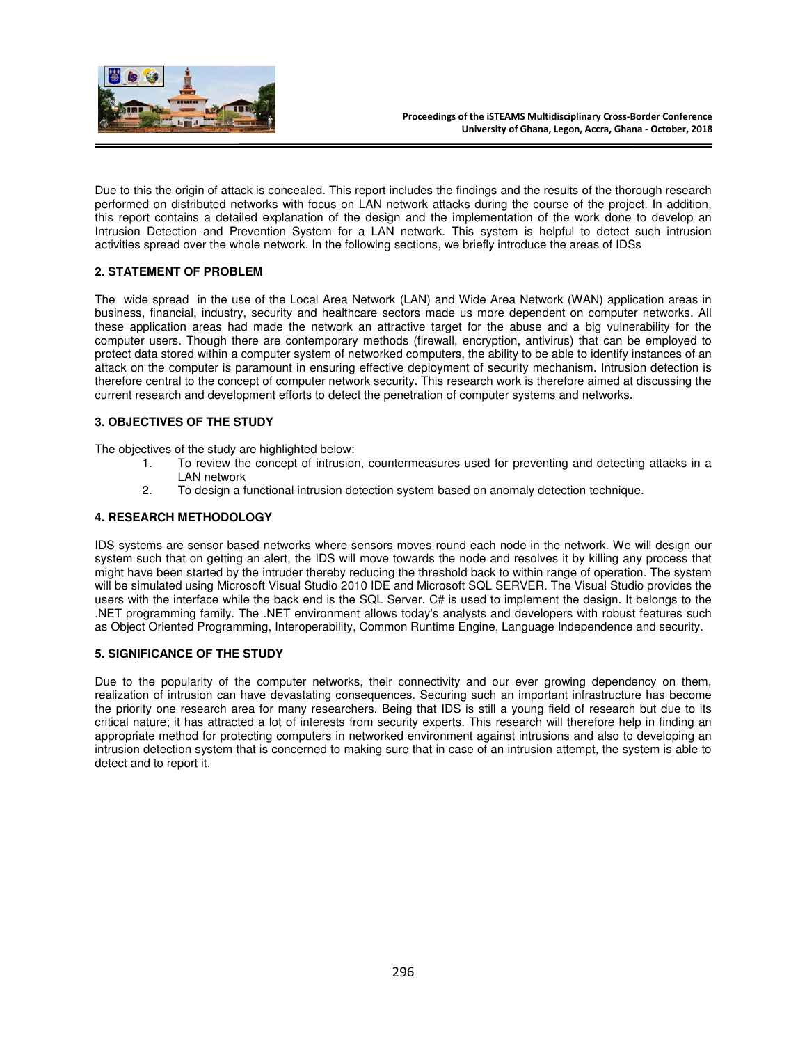Due to this the origin of attack is concealed. This report includes the findings and the results of the thorough research performed on distributed networks with focus on LAN network attacks during the course of the project. In addition, this report contains a detailed explanation of the design and the implementation of the work done to develop an Intrusion Detection and Prevention System for a LAN network. This system is helpful to detect such intrusion activities spread over the whole network. In the following sections, we briefly introduce the areas of IDSs

## 2. STATEMENT OF PROBLEM

The wide spread in the use of the Local Area Network (LAN) and Wide Area Network (WAN) application areas in business, financial, industry, security and healthcare sectors made us more dependent on computer networks. All these application areas had made the network an attractive target for the abuse and a big vulnerability for the computer users. Though there are contemporary methods (firewall, encryption, antivirus) that can be employed to protect data stored within a computer system of networked computers, the ability to be able to identify instances of an attack on the computer is paramount in ensuring effective deployment of security mechanism. Intrusion detection is therefore central to the concept of computer network security. This research work is therefore aimed at discussing the current research and development efforts to detect the penetration of computer systems and networks.

## 3. OBJECTIVES OF THE STUDY

The objectives of the study are highlighted below:

1. To review the concept of intrusion, countermeasures used for preventing and detecting attacks in a LAN network
2. To design a functional intrusion detection system based on anomaly detection technique.

## 4. RESEARCH METHODOLOGY

IDS systems are sensor based networks where sensors moves round each node in the network. We will design our system such that on getting an alert, the IDS will move towards the node and resolves it by killing any process that might have been started by the intruder thereby reducing the threshold back to within range of operation. The system will be simulated using Microsoft Visual Studio 2010 IDE and Microsoft SQL SERVER. The Visual Studio provides the users with the interface while the back end is the SQL Server. C# is used to implement the design. It belongs to the .NET programming family. The .NET environment allows today's analysts and developers with robust features such as Object Oriented Programming, Interoperability, Common Runtime Engine, Language Independence and security.

## 5. SIGNIFICANCE OF THE STUDY

Due to the popularity of the computer networks, their connectivity and our ever growing dependency on them, realization of intrusion can have devastating consequences. Securing such an important infrastructure has become the priority one research area for many researchers. Being that IDS is still a young field of research but due to its critical nature; it has attracted a lot of interests from security experts. This research will therefore help in finding an appropriate method for protecting computers in networked environment against intrusions and also to developing an intrusion detection system that is concerned to making sure that in case of an intrusion attempt, the system is able to detect and to report it.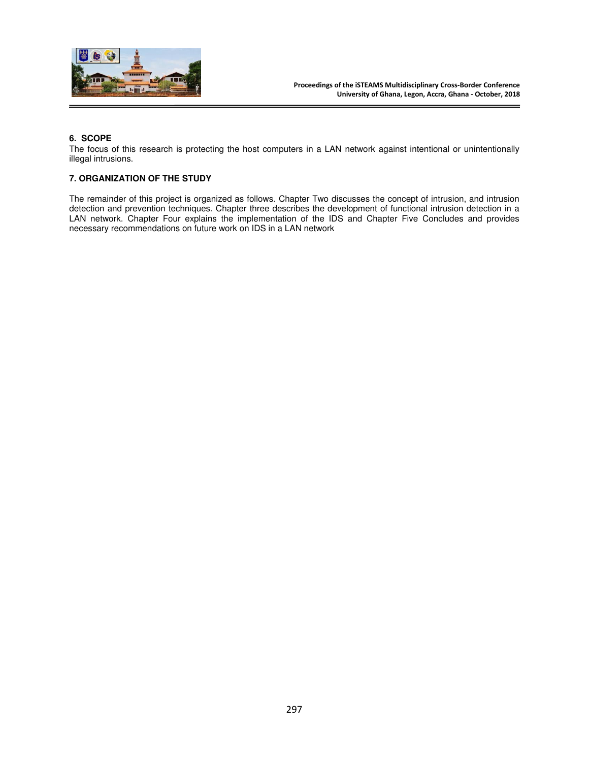## 6. SCOPE

The focus of this research is protecting the host computers in a LAN network against intentional or unintentionally illegal intrusions.

## 7. ORGANIZATION OF THE STUDY

The remainder of this project is organized as follows. Chapter Two discusses the concept of intrusion, and intrusion detection and prevention techniques. Chapter three describes the development of functional intrusion detection in a LAN network. Chapter Four explains the implementation of the IDS and Chapter Five Concludes and provides necessary recommendations on future work on IDS in a LAN network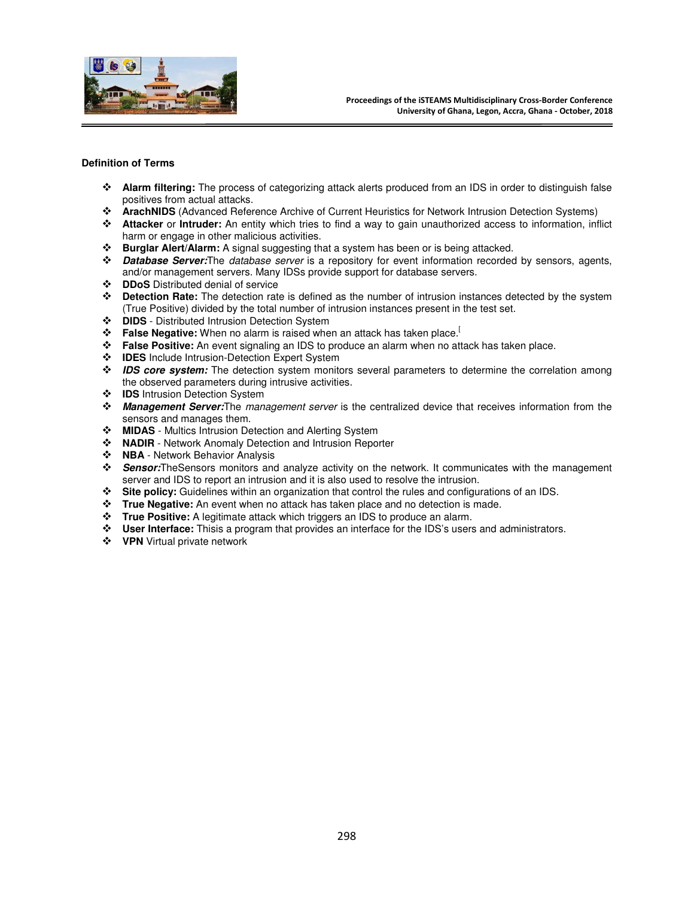**Definition of Terms**

- **Alarm filtering:** The process of categorizing attack alerts produced from an IDS in order to distinguish false positives from actual attacks.
- **ArachNIDS** (Advanced Reference Archive of Current Heuristics for Network Intrusion Detection Systems)
- **Attacker** or **Intruder:** An entity which tries to find a way to gain unauthorized access to information, inflict harm or engage in other malicious activities.
- **Burglar Alert/Alarm:** A signal suggesting that a system has been or is being attacked.
- ***Database Server:***The *database server* is a repository for event information recorded by sensors, agents, and/or management servers. Many IDSs provide support for database servers.
- **DDoS** Distributed denial of service
- **Detection Rate:** The detection rate is defined as the number of intrusion instances detected by the system (True Positive) divided by the total number of intrusion instances present in the test set.
- **DIDS** - Distributed Intrusion Detection System
- **False Negative:** When no alarm is raised when an attack has taken place.[
- **False Positive:** An event signaling an IDS to produce an alarm when no attack has taken place.
- **IDES** Include Intrusion-Detection Expert System
- ***IDS core system:*** The detection system monitors several parameters to determine the correlation among the observed parameters during intrusive activities.
- **IDS** Intrusion Detection System
- ***Management Server:***The *management server* is the centralized device that receives information from the sensors and manages them.
- **MIDAS** - Multics Intrusion Detection and Alerting System
- **NADIR** - Network Anomaly Detection and Intrusion Reporter
- **NBA** - Network Behavior Analysis
- ***Sensor:***TheSensors monitors and analyze activity on the network. It communicates with the management server and IDS to report an intrusion and it is also used to resolve the intrusion.
- **Site policy:** Guidelines within an organization that control the rules and configurations of an IDS.
- **True Negative:** An event when no attack has taken place and no detection is made.
- **True Positive:** A legitimate attack which triggers an IDS to produce an alarm.
- **User Interface:** Thisis a program that provides an interface for the IDS's users and administrators.
- **VPN** Virtual private network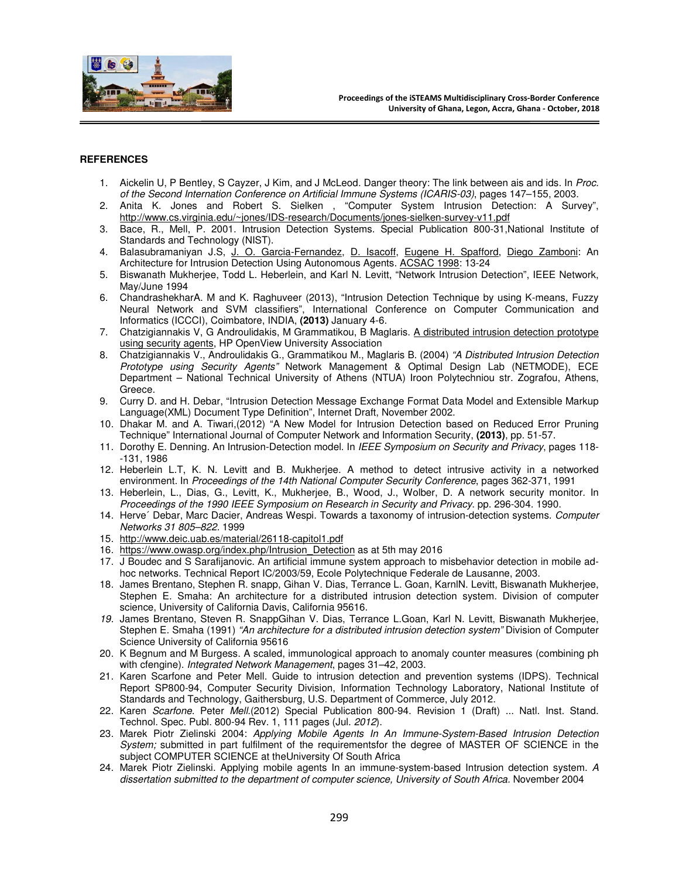## REFERENCES

1. Aickelin U, P Bentley, S Cayzer, J Kim, and J McLeod. Danger theory: The link between ais and ids. In *Proc. of the Second Internation Conference on Artificial Immune Systems (ICARIS-03)*, pages 147–155, 2003.
2. Anita K. Jones and Robert S. Sielken , "Computer System Intrusion Detection: A Survey", http://www.cs.virginia.edu/~jones/IDS-research/Documents/jones-sielken-survey-v11.pdf
3. Bace, R., Mell, P. 2001. Intrusion Detection Systems. Special Publication 800-31,National Institute of Standards and Technology (NIST).
4. Balasubramaniyan J.S, J. O. Garcia-Fernandez, D. Isacoff, Eugene H. Spafford, Diego Zamboni: An Architecture for Intrusion Detection Using Autonomous Agents. ACSAC 1998: 13-24
5. Biswanath Mukherjee, Todd L. Heberlein, and Karl N. Levitt, "Network Intrusion Detection", IEEE Network, May/June 1994
6. ChandrashekharA. M and K. Raghuveer (2013), "Intrusion Detection Technique by using K-means, Fuzzy Neural Network and SVM classifiers", International Conference on Computer Communication and Informatics (ICCCI), Coimbatore, INDIA, **(2013)** January 4-6.
7. Chatzigiannakis V, G Androulidakis, M Grammatikou, B Maglaris. A distributed intrusion detection prototype using security agents, HP OpenView University Association
8. Chatzigiannakis V., Androulidakis G., Grammatikou M., Maglaris B. (2004) *"A Distributed Intrusion Detection Prototype using Security Agents"* Network Management & Optimal Design Lab (NETMODE), ECE Department – National Technical University of Athens (NTUA) Iroon Polytechniou str. Zografou, Athens, Greece.
9. Curry D. and H. Debar, "Intrusion Detection Message Exchange Format Data Model and Extensible Markup Language(XML) Document Type Definition", Internet Draft, November 2002.
10. Dhakar M. and A. Tiwari,(2012) "A New Model for Intrusion Detection based on Reduced Error Pruning Technique" International Journal of Computer Network and Information Security, **(2013)**, pp. 51-57.
11. Dorothy E. Denning. An Intrusion-Detection model. In *IEEE Symposium on Security and Privacy*, pages 118--131, 1986
12. Heberlein L.T, K. N. Levitt and B. Mukherjee. A method to detect intrusive activity in a networked environment. In *Proceedings of the 14th National Computer Security Conference*, pages 362-371, 1991
13. Heberlein, L., Dias, G., Levitt, K., Mukherjee, B., Wood, J., Wolber, D. A network security monitor. In *Proceedings of the 1990 IEEE Symposium on Research in Security and Privacy*. pp. 296-304. 1990.
14. Herve´ Debar, Marc Dacier, Andreas Wespi. Towards a taxonomy of intrusion-detection systems. *Computer Networks 31 805–822*. 1999
15. http://www.deic.uab.es/material/26118-capitol1.pdf
16. https://www.owasp.org/index.php/Intrusion_Detection as at 5th may 2016
17. J Boudec and S Sarafijanovic. An artificial immune system approach to misbehavior detection in mobile ad-hoc networks. Technical Report IC/2003/59, Ecole Polytechnique Federale de Lausanne, 2003.
18. James Brentano, Stephen R. snapp, Gihan V. Dias, Terrance L. Goan, KarnlN. Levitt, Biswanath Mukherjee, Stephen E. Smaha: An architecture for a distributed intrusion detection system. Division of computer science, University of California Davis, California 95616.
19. James Brentano, Steven R. SnappGihan V. Dias, Terrance L.Goan, Karl N. Levitt, Biswanath Mukherjee, Stephen E. Smaha (1991) *"An architecture for a distributed intrusion detection system"* Division of Computer Science University of California 95616
20. K Begnum and M Burgess. A scaled, immunological approach to anomaly counter measures (combining ph with cfengine). *Integrated Network Management*, pages 31–42, 2003.
21. Karen Scarfone and Peter Mell. Guide to intrusion detection and prevention systems (IDPS). Technical Report SP800-94, Computer Security Division, Information Technology Laboratory, National Institute of Standards and Technology, Gaithersburg, U.S. Department of Commerce, July 2012.
22. Karen *Scarfone*. Peter *Mell*.(2012) Special Publication 800-94. Revision 1 (Draft) ... Natl. Inst. Stand. Technol. Spec. Publ. 800-94 Rev. 1, 111 pages (Jul. *2012*).
23. Marek Piotr Zielinski 2004: *Applying Mobile Agents In An Immune-System-Based Intrusion Detection System;* submitted in part fulfilment of the requirementsfor the degree of MASTER OF SCIENCE in the subject COMPUTER SCIENCE at theUniversity Of South Africa
24. Marek Piotr Zielinski. Applying mobile agents In an immune-system-based Intrusion detection system. *A dissertation submitted to the department of computer science, University of South Africa.* November 2004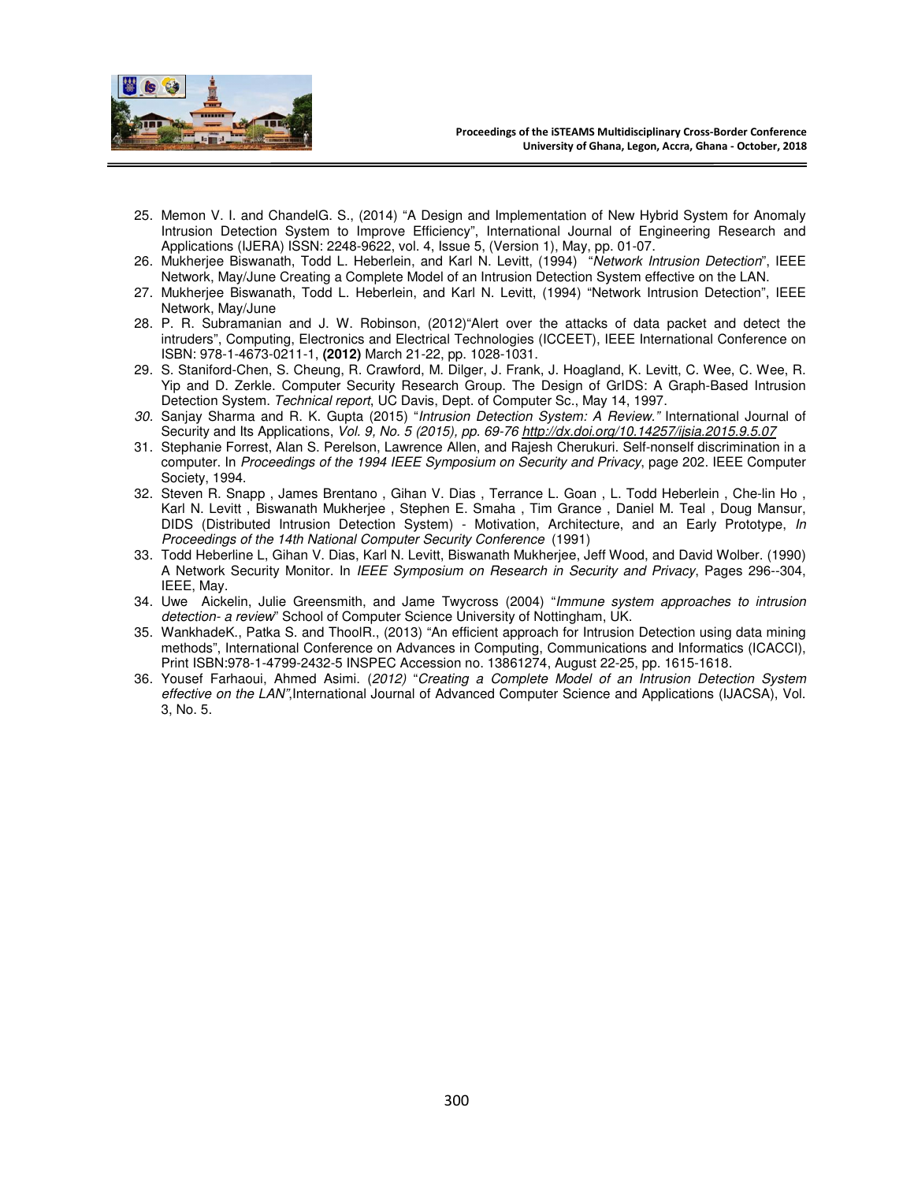25. Memon V. I. and ChandelG. S., (2014) "A Design and Implementation of New Hybrid System for Anomaly Intrusion Detection System to Improve Efficiency", International Journal of Engineering Research and Applications (IJERA) ISSN: 2248-9622, vol. 4, Issue 5, (Version 1), May, pp. 01-07.
26. Mukherjee Biswanath, Todd L. Heberlein, and Karl N. Levitt, (1994) "*Network Intrusion Detection*", IEEE Network, May/June Creating a Complete Model of an Intrusion Detection System effective on the LAN.
27. Mukherjee Biswanath, Todd L. Heberlein, and Karl N. Levitt, (1994) "Network Intrusion Detection", IEEE Network, May/June
28. P. R. Subramanian and J. W. Robinson, (2012)"Alert over the attacks of data packet and detect the intruders", Computing, Electronics and Electrical Technologies (ICCEET), IEEE International Conference on ISBN: 978-1-4673-0211-1, **(2012)** March 21-22, pp. 1028-1031.
29. S. Staniford-Chen, S. Cheung, R. Crawford, M. Dilger, J. Frank, J. Hoagland, K. Levitt, C. Wee, C. Wee, R. Yip and D. Zerkle. Computer Security Research Group. The Design of GrIDS: A Graph-Based Intrusion Detection System. *Technical report*, UC Davis, Dept. of Computer Sc., May 14, 1997.
30. Sanjay Sharma and R. K. Gupta (2015) "*Intrusion Detection System: A Review.*" International Journal of Security and Its Applications, *Vol. 9, No. 5 (2015), pp. 69-76* http://dx.doi.org/10.14257/ijsia.2015.9.5.07
31. Stephanie Forrest, Alan S. Perelson, Lawrence Allen, and Rajesh Cherukuri. Self-nonself discrimination in a computer. In *Proceedings of the 1994 IEEE Symposium on Security and Privacy*, page 202. IEEE Computer Society, 1994.
32. Steven R. Snapp , James Brentano , Gihan V. Dias , Terrance L. Goan , L. Todd Heberlein , Che-lin Ho , Karl N. Levitt , Biswanath Mukherjee , Stephen E. Smaha , Tim Grance , Daniel M. Teal , Doug Mansur, DIDS (Distributed Intrusion Detection System) - Motivation, Architecture, and an Early Prototype, *In Proceedings of the 14th National Computer Security Conference* (1991)
33. Todd Heberline L, Gihan V. Dias, Karl N. Levitt, Biswanath Mukherjee, Jeff Wood, and David Wolber. (1990) A Network Security Monitor. In *IEEE Symposium on Research in Security and Privacy*, Pages 296--304, IEEE, May.
34. Uwe Aickelin, Julie Greensmith, and Jame Twycross (2004) "*Immune system approaches to intrusion detection- a review*" School of Computer Science University of Nottingham, UK.
35. WankhadeK., Patka S. and ThoolR., (2013) "An efficient approach for Intrusion Detection using data mining methods", International Conference on Advances in Computing, Communications and Informatics (ICACCI), Print ISBN:978-1-4799-2432-5 INSPEC Accession no. 13861274, August 22-25, pp. 1615-1618.
36. Yousef Farhaoui, Ahmed Asimi. (*2012)* "*Creating a Complete Model of an Intrusion Detection System effective on the LAN"*,International Journal of Advanced Computer Science and Applications (IJACSA), Vol. 3, No. 5.